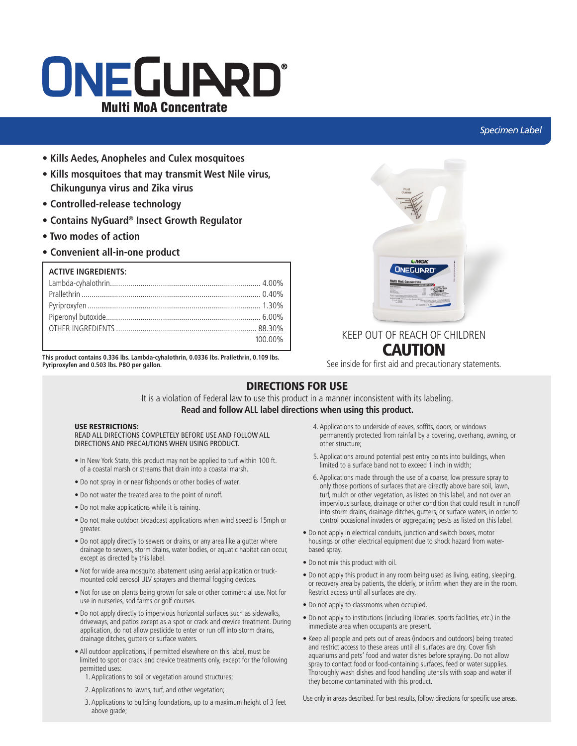# ONEGUARD®

## Multi MoA Concentrate

*Specimen Label*

- **Kills Aedes, Anopheles and Culex mosquitoes**
- **Kills mosquitoes that may transmit West Nile virus, Chikungunya virus and Zika virus**
- **Controlled-release technology**
- **Contains NyGuard® Insect Growth Regulator**
- **Two modes of action**
- **Convenient all-in-one product**

| ACTIVE INGREDIENTS: | |
|---|---|
| Lambda-cyhalothrin | 4.00% |
| Prallethrin | 0.40% |
| Pyriproxyfen | 1.30% |
| Piperonyl butoxide | 6.00% |
| OTHER INGREDIENTS | 88.30% |
| | 100.00% |

**This product contains 0.336 lbs. Lambda-cyhalothrin, 0.0336 lbs. Prallethrin, 0.109 lbs. Pyriproxyfen and 0.503 lbs. PBO per gallon.**

KEEP OUT OF REACH OF CHILDREN

**CAUTION**

See inside for first aid and precautionary statements.

## DIRECTIONS FOR USE

It is a violation of Federal law to use this product in a manner inconsistent with its labeling.

**Read and follow ALL label directions when using this product.**

**USE RESTRICTIONS:**

READ ALL DIRECTIONS COMPLETELY BEFORE USE AND FOLLOW ALL DIRECTIONS AND PRECAUTIONS WHEN USING PRODUCT.

- In New York State, this product may not be applied to turf within 100 ft. of a coastal marsh or streams that drain into a coastal marsh.
- Do not spray in or near fishponds or other bodies of water.
- Do not water the treated area to the point of runoff.
- Do not make applications while it is raining.
- Do not make outdoor broadcast applications when wind speed is 15mph or greater.
- Do not apply directly to sewers or drains, or any area like a gutter where drainage to sewers, storm drains, water bodies, or aquatic habitat can occur, except as directed by this label.
- Not for wide area mosquito abatement using aerial application or truck-mounted cold aerosol ULV sprayers and thermal fogging devices.
- Not for use on plants being grown for sale or other commercial use. Not for use in nurseries, sod farms or golf courses.
- Do not apply directly to impervious horizontal surfaces such as sidewalks, driveways, and patios except as a spot or crack and crevice treatment. During application, do not allow pesticide to enter or run off into storm drains, drainage ditches, gutters or surface waters.
- All outdoor applications, if permitted elsewhere on this label, must be limited to spot or crack and crevice treatments only, except for the following permitted uses:
  1. Applications to soil or vegetation around structures;
  2. Applications to lawns, turf, and other vegetation;
  3. Applications to building foundations, up to a maximum height of 3 feet above grade;
  4. Applications to underside of eaves, soffits, doors, or windows permanently protected from rainfall by a covering, overhang, awning, or other structure;
  5. Applications around potential pest entry points into buildings, when limited to a surface band not to exceed 1 inch in width;
  6. Applications made through the use of a coarse, low pressure spray to only those portions of surfaces that are directly above bare soil, lawn, turf, mulch or other vegetation, as listed on this label, and not over an impervious surface, drainage or other condition that could result in runoff into storm drains, drainage ditches, gutters, or surface waters, in order to control occasional invaders or aggregating pests as listed on this label.
- Do not apply in electrical conduits, junction and switch boxes, motor housings or other electrical equipment due to shock hazard from water-based spray.
- Do not mix this product with oil.
- Do not apply this product in any room being used as living, eating, sleeping, or recovery area by patients, the elderly, or infirm when they are in the room. Restrict access until all surfaces are dry.
- Do not apply to classrooms when occupied.
- Do not apply to institutions (including libraries, sports facilities, etc.) in the immediate area when occupants are present.
- Keep all people and pets out of areas (indoors and outdoors) being treated and restrict access to these areas until all surfaces are dry. Cover fish aquariums and pets' food and water dishes before spraying. Do not allow spray to contact food or food-containing surfaces, feed or water supplies. Thoroughly wash dishes and food handling utensils with soap and water if they become contaminated with this product.

Use only in areas described. For best results, follow directions for specific use areas.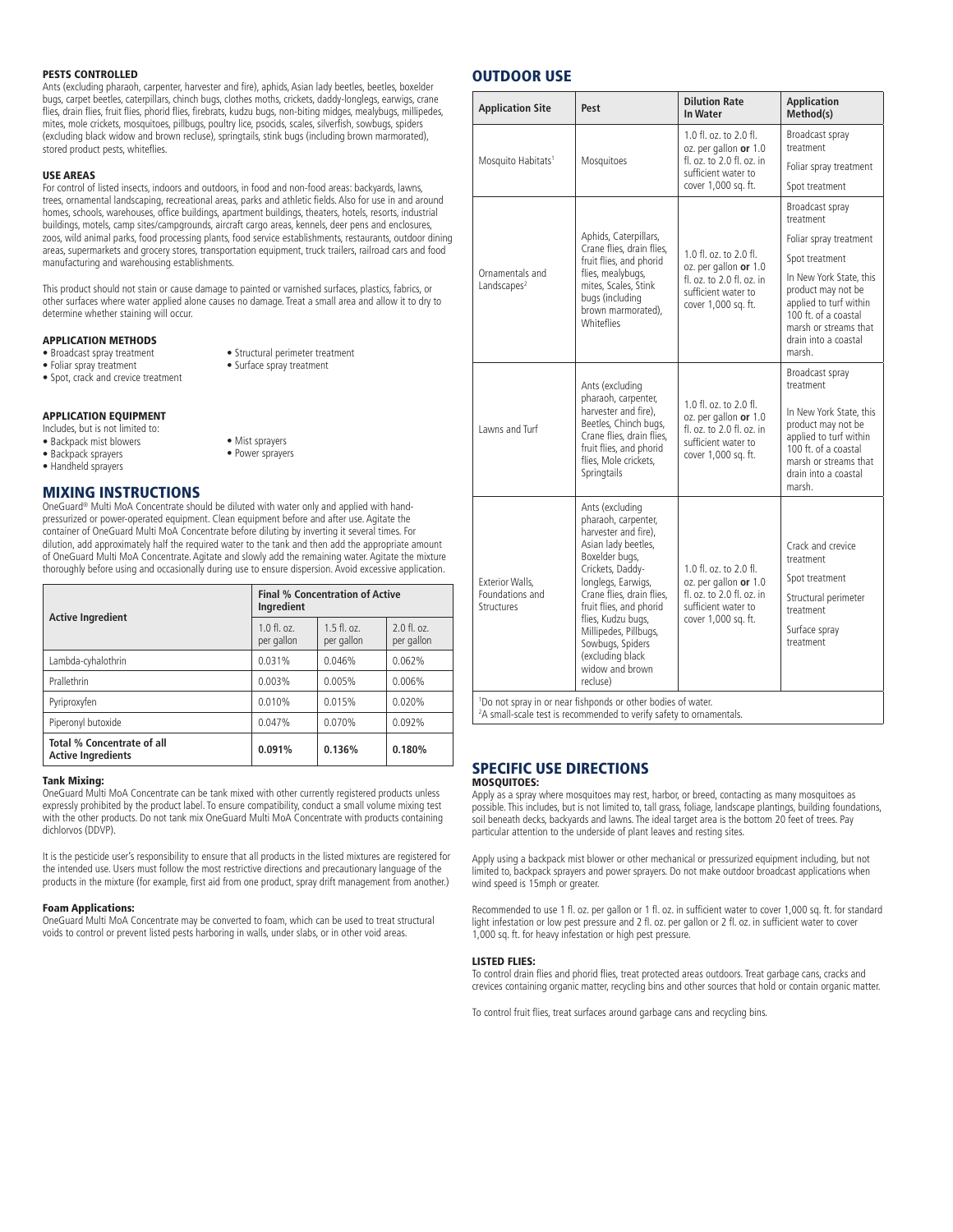### PESTS CONTROLLED

Ants (excluding pharaoh, carpenter, harvester and fire), aphids, Asian lady beetles, beetles, boxelder bugs, carpet beetles, caterpillars, chinch bugs, clothes moths, crickets, daddy-longlegs, earwigs, crane flies, drain flies, fruit flies, phorid flies, firebrats, kudzu bugs, non-biting midges, mealybugs, millipedes, mites, mole crickets, mosquitoes, pillbugs, poultry lice, psocids, scales, silverfish, sowbugs, spiders (excluding black widow and brown recluse), springtails, stink bugs (including brown marmorated), stored product pests, whiteflies.

### USE AREAS

For control of listed insects, indoors and outdoors, in food and non-food areas: backyards, lawns, trees, ornamental landscaping, recreational areas, parks and athletic fields. Also for use in and around homes, schools, warehouses, office buildings, apartment buildings, theaters, hotels, resorts, industrial buildings, motels, camp sites/campgrounds, aircraft cargo areas, kennels, deer pens and enclosures, zoos, wild animal parks, food processing plants, food service establishments, restaurants, outdoor dining areas, supermarkets and grocery stores, transportation equipment, truck trailers, railroad cars and food manufacturing and warehousing establishments.

This product should not stain or cause damage to painted or varnished surfaces, plastics, fabrics, or other surfaces where water applied alone causes no damage. Treat a small area and allow it to dry to determine whether staining will occur.

### APPLICATION METHODS

- Broadcast spray treatment
- Foliar spray treatment
- Spot, crack and crevice treatment
- Structural perimeter treatment
- Surface spray treatment

### APPLICATION EQUIPMENT

Includes, but is not limited to:

- Backpack mist blowers
- Backpack sprayers
- Handheld sprayers
- Mist sprayers
- Power sprayers

## MIXING INSTRUCTIONS

OneGuard® Multi MoA Concentrate should be diluted with water only and applied with hand-pressurized or power-operated equipment. Clean equipment before and after use. Agitate the container of OneGuard Multi MoA Concentrate before diluting by inverting it several times. For dilution, add approximately half the required water to the tank and then add the appropriate amount of OneGuard Multi MoA Concentrate. Agitate and slowly add the remaining water. Agitate the mixture thoroughly before using and occasionally during use to ensure dispersion. Avoid excessive application.

| Active Ingredient | Final % Concentration of Active Ingredient | | |
|---|---|---|---|
| | 1.0 fl. oz. per gallon | 1.5 fl. oz. per gallon | 2.0 fl. oz. per gallon |
| Lambda-cyhalothrin | 0.031% | 0.046% | 0.062% |
| Prallethrin | 0.003% | 0.005% | 0.006% |
| Pyriproxyfen | 0.010% | 0.015% | 0.020% |
| Piperonyl butoxide | 0.047% | 0.070% | 0.092% |
| **Total % Concentrate of all Active Ingredients** | **0.091%** | **0.136%** | **0.180%** |

#### Tank Mixing:

OneGuard Multi MoA Concentrate can be tank mixed with other currently registered products unless expressly prohibited by the product label. To ensure compatibility, conduct a small volume mixing test with the other products. Do not tank mix OneGuard Multi MoA Concentrate with products containing dichlorvos (DDVP).

It is the pesticide user's responsibility to ensure that all products in the listed mixtures are registered for the intended use. Users must follow the most restrictive directions and precautionary language of the products in the mixture (for example, first aid from one product, spray drift management from another.)

#### Foam Applications:

OneGuard Multi MoA Concentrate may be converted to foam, which can be used to treat structural voids to control or prevent listed pests harboring in walls, under slabs, or in other void areas.

## OUTDOOR USE

| Application Site | Pest | Dilution Rate In Water | Application Method(s) |
|---|---|---|---|
| Mosquito Habitats[1] | Mosquitoes | 1.0 fl. oz. to 2.0 fl. oz. per gallon **or** 1.0 fl. oz. to 2.0 fl. oz. in sufficient water to cover 1,000 sq. ft. | Broadcast spray treatment<br>Foliar spray treatment<br>Spot treatment |
| Ornamentals and Landscapes[2] | Aphids, Caterpillars, Crane flies, drain flies, fruit flies, and phorid flies, mealybugs, mites, Scales, Stink bugs (including brown marmorated), Whiteflies | 1.0 fl. oz. to 2.0 fl. oz. per gallon **or** 1.0 fl. oz. to 2.0 fl. oz. in sufficient water to cover 1,000 sq. ft. | Broadcast spray treatment<br>Foliar spray treatment<br>Spot treatment<br>In New York State, this product may not be applied to turf within 100 ft. of a coastal marsh or streams that drain into a coastal marsh. |
| Lawns and Turf | Ants (excluding pharaoh, carpenter, harvester and fire), Beetles, Chinch bugs, Crane flies, drain flies, fruit flies, and phorid flies, Mole crickets, Springtails | 1.0 fl. oz. to 2.0 fl. oz. per gallon **or** 1.0 fl. oz. to 2.0 fl. oz. in sufficient water to cover 1,000 sq. ft. | Broadcast spray treatment<br>In New York State, this product may not be applied to turf within 100 ft. of a coastal marsh or streams that drain into a coastal marsh. |
| Exterior Walls, Foundations and Structures | Ants (excluding pharaoh, carpenter, harvester and fire), Asian lady beetles, Boxelder bugs, Crickets, Daddy-longlegs, Earwigs, Crane flies, drain flies, fruit flies, and phorid flies, Kudzu bugs, Millipedes, Pillbugs, Sowbugs, Spiders (excluding black widow and brown recluse) | 1.0 fl. oz. to 2.0 fl. oz. per gallon **or** 1.0 fl. oz. to 2.0 fl. oz. in sufficient water to cover 1,000 sq. ft. | Crack and crevice treatment<br>Spot treatment<br>Structural perimeter treatment<br>Surface spray treatment |

[1]Do not spray in or near fishponds or other bodies of water.
[2]A small-scale test is recommended to verify safety to ornamentals.

## SPECIFIC USE DIRECTIONS

#### MOSQUITOES:

Apply as a spray where mosquitoes may rest, harbor, or breed, contacting as many mosquitoes as possible. This includes, but is not limited to, tall grass, foliage, landscape plantings, building foundations, soil beneath decks, backyards and lawns. The ideal target area is the bottom 20 feet of trees. Pay particular attention to the underside of plant leaves and resting sites.

Apply using a backpack mist blower or other mechanical or pressurized equipment including, but not limited to, backpack sprayers and power sprayers. Do not make outdoor broadcast applications when wind speed is 15mph or greater.

Recommended to use 1 fl. oz. per gallon or 1 fl. oz. in sufficient water to cover 1,000 sq. ft. for standard light infestation or low pest pressure and 2 fl. oz. per gallon or 2 fl. oz. in sufficient water to cover 1,000 sq. ft. for heavy infestation or high pest pressure.

#### LISTED FLIES:

To control drain flies and phorid flies, treat protected areas outdoors. Treat garbage cans, cracks and crevices containing organic matter, recycling bins and other sources that hold or contain organic matter.

To control fruit flies, treat surfaces around garbage cans and recycling bins.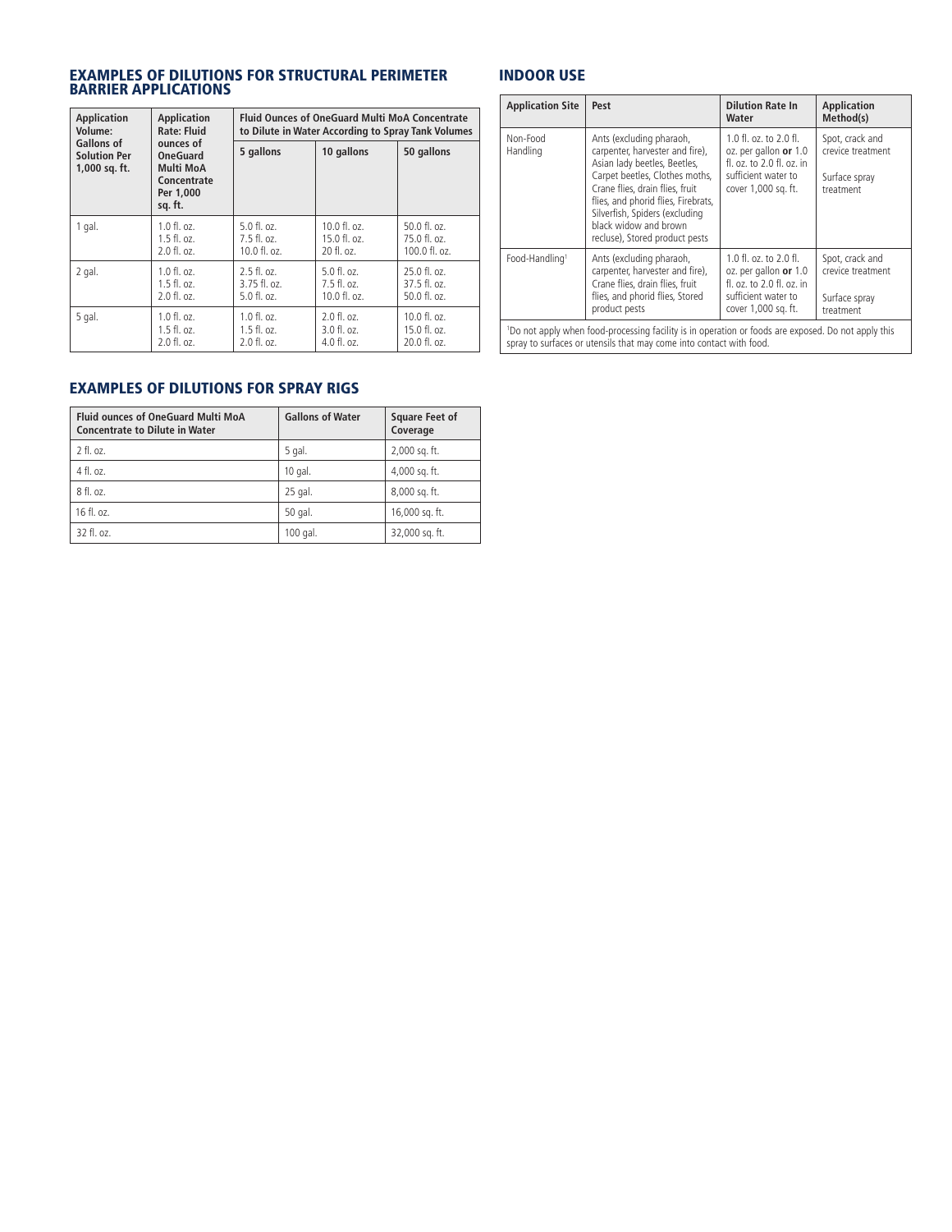## EXAMPLES OF DILUTIONS FOR STRUCTURAL PERIMETER BARRIER APPLICATIONS

| Application Volume: Gallons of Solution Per 1,000 sq. ft. | Application Rate: Fluid ounces of OneGuard Multi MoA Concentrate Per 1,000 sq. ft. | Fluid Ounces of OneGuard Multi MoA Concentrate to Dilute in Water According to Spray Tank Volumes | | |
|---|---|---|---|---|
| | | 5 gallons | 10 gallons | 50 gallons |
| 1 gal. | 1.0 fl. oz.<br>1.5 fl. oz.<br>2.0 fl. oz. | 5.0 fl. oz.<br>7.5 fl. oz.<br>10.0 fl. oz. | 10.0 fl. oz.<br>15.0 fl. oz.<br>20 fl. oz. | 50.0 fl. oz.<br>75.0 fl. oz.<br>100.0 fl. oz. |
| 2 gal. | 1.0 fl. oz.<br>1.5 fl. oz.<br>2.0 fl. oz. | 2.5 fl. oz.<br>3.75 fl. oz.<br>5.0 fl. oz. | 5.0 fl. oz.<br>7.5 fl. oz.<br>10.0 fl. oz. | 25.0 fl. oz.<br>37.5 fl. oz.<br>50.0 fl. oz. |
| 5 gal. | 1.0 fl. oz.<br>1.5 fl. oz.<br>2.0 fl. oz. | 1.0 fl. oz.<br>1.5 fl. oz.<br>2.0 fl. oz. | 2.0 fl. oz.<br>3.0 fl. oz.<br>4.0 fl. oz. | 10.0 fl. oz.<br>15.0 fl. oz.<br>20.0 fl. oz. |

## EXAMPLES OF DILUTIONS FOR SPRAY RIGS

| Fluid ounces of OneGuard Multi MoA Concentrate to Dilute in Water | Gallons of Water | Square Feet of Coverage |
|---|---|---|
| 2 fl. oz. | 5 gal. | 2,000 sq. ft. |
| 4 fl. oz. | 10 gal. | 4,000 sq. ft. |
| 8 fl. oz. | 25 gal. | 8,000 sq. ft. |
| 16 fl. oz. | 50 gal. | 16,000 sq. ft. |
| 32 fl. oz. | 100 gal. | 32,000 sq. ft. |

## INDOOR USE

| Application Site | Pest | Dilution Rate In Water | Application Method(s) |
|---|---|---|---|
| Non-Food Handling | Ants (excluding pharaoh, carpenter, harvester and fire), Asian lady beetles, Beetles, Carpet beetles, Clothes moths, Crane flies, drain flies, fruit flies, and phorid flies, Firebrats, Silverfish, Spiders (excluding black widow and brown recluse), Stored product pests | 1.0 fl. oz. to 2.0 fl. oz. per gallon **or** 1.0 fl. oz. to 2.0 fl. oz. in sufficient water to cover 1,000 sq. ft. | Spot, crack and crevice treatment<br><br>Surface spray treatment |
| Food-Handling[1] | Ants (excluding pharaoh, carpenter, harvester and fire), Crane flies, drain flies, fruit flies, and phorid flies, Stored product pests | 1.0 fl. oz. to 2.0 fl. oz. per gallon **or** 1.0 fl. oz. to 2.0 fl. oz. in sufficient water to cover 1,000 sq. ft. | Spot, crack and crevice treatment<br><br>Surface spray treatment |

[1]Do not apply when food-processing facility is in operation or foods are exposed. Do not apply this spray to surfaces or utensils that may come into contact with food.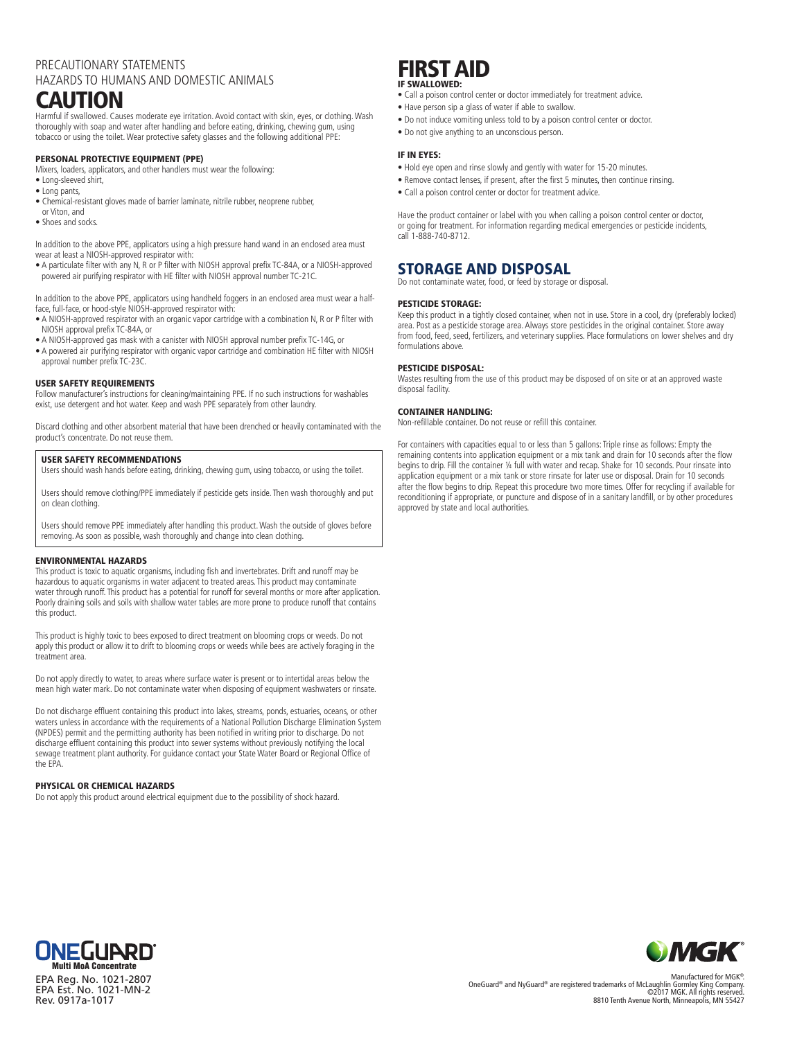PRECAUTIONARY STATEMENTS

HAZARDS TO HUMANS AND DOMESTIC ANIMALS

# CAUTION

Harmful if swallowed. Causes moderate eye irritation. Avoid contact with skin, eyes, or clothing. Wash thoroughly with soap and water after handling and before eating, drinking, chewing gum, using tobacco or using the toilet. Wear protective safety glasses and the following additional PPE:

### PERSONAL PROTECTIVE EQUIPMENT (PPE)

Mixers, loaders, applicators, and other handlers must wear the following:

- Long-sleeved shirt,
- Long pants,
- Chemical-resistant gloves made of barrier laminate, nitrile rubber, neoprene rubber, or Viton, and
- Shoes and socks.

In addition to the above PPE, applicators using a high pressure hand wand in an enclosed area must wear at least a NIOSH-approved respirator with:

- A particulate filter with any N, R or P filter with NIOSH approval prefix TC-84A, or a NIOSH-approved powered air purifying respirator with HE filter with NIOSH approval number TC-21C.

In addition to the above PPE, applicators using handheld foggers in an enclosed area must wear a half-face, full-face, or hood-style NIOSH-approved respirator with:

- A NIOSH-approved respirator with an organic vapor cartridge with a combination N, R or P filter with NIOSH approval prefix TC-84A, or
- A NIOSH-approved gas mask with a canister with NIOSH approval number prefix TC-14G, or
- A powered air purifying respirator with organic vapor cartridge and combination HE filter with NIOSH approval number prefix TC-23C.

### USER SAFETY REQUIREMENTS

Follow manufacturer's instructions for cleaning/maintaining PPE. If no such instructions for washables exist, use detergent and hot water. Keep and wash PPE separately from other laundry.

Discard clothing and other absorbent material that have been drenched or heavily contaminated with the product's concentrate. Do not reuse them.

### USER SAFETY RECOMMENDATIONS

Users should wash hands before eating, drinking, chewing gum, using tobacco, or using the toilet.

Users should remove clothing/PPE immediately if pesticide gets inside. Then wash thoroughly and put on clean clothing.

Users should remove PPE immediately after handling this product. Wash the outside of gloves before removing. As soon as possible, wash thoroughly and change into clean clothing.

### ENVIRONMENTAL HAZARDS

This product is toxic to aquatic organisms, including fish and invertebrates. Drift and runoff may be hazardous to aquatic organisms in water adjacent to treated areas. This product may contaminate water through runoff. This product has a potential for runoff for several months or more after application. Poorly draining soils and soils with shallow water tables are more prone to produce runoff that contains this product.

This product is highly toxic to bees exposed to direct treatment on blooming crops or weeds. Do not apply this product or allow it to drift to blooming crops or weeds while bees are actively foraging in the treatment area.

Do not apply directly to water, to areas where surface water is present or to intertidal areas below the mean high water mark. Do not contaminate water when disposing of equipment washwaters or rinsate.

Do not discharge effluent containing this product into lakes, streams, ponds, estuaries, oceans, or other waters unless in accordance with the requirements of a National Pollution Discharge Elimination System (NPDES) permit and the permitting authority has been notified in writing prior to discharge. Do not discharge effluent containing this product into sewer systems without previously notifying the local sewage treatment plant authority. For guidance contact your State Water Board or Regional Office of the EPA.

### PHYSICAL OR CHEMICAL HAZARDS

Do not apply this product around electrical equipment due to the possibility of shock hazard.

# FIRST AID

### IF SWALLOWED:

- Call a poison control center or doctor immediately for treatment advice.
- Have person sip a glass of water if able to swallow.
- Do not induce vomiting unless told to by a poison control center or doctor.
- Do not give anything to an unconscious person.

### IF IN EYES:

- Hold eye open and rinse slowly and gently with water for 15-20 minutes.
- Remove contact lenses, if present, after the first 5 minutes, then continue rinsing.
- Call a poison control center or doctor for treatment advice.

Have the product container or label with you when calling a poison control center or doctor, or going for treatment. For information regarding medical emergencies or pesticide incidents, call 1-888-740-8712.

## STORAGE AND DISPOSAL

Do not contaminate water, food, or feed by storage or disposal.

### PESTICIDE STORAGE:

Keep this product in a tightly closed container, when not in use. Store in a cool, dry (preferably locked) area. Post as a pesticide storage area. Always store pesticides in the original container. Store away from food, feed, seed, fertilizers, and veterinary supplies. Place formulations on lower shelves and dry formulations above.

### PESTICIDE DISPOSAL:

Wastes resulting from the use of this product may be disposed of on site or at an approved waste disposal facility.

### CONTAINER HANDLING:

Non-refillable container. Do not reuse or refill this container.

For containers with capacities equal to or less than 5 gallons: Triple rinse as follows: Empty the remaining contents into application equipment or a mix tank and drain for 10 seconds after the flow begins to drip. Fill the container ¼ full with water and recap. Shake for 10 seconds. Pour rinsate into application equipment or a mix tank or store rinsate for later use or disposal. Drain for 10 seconds after the flow begins to drip. Repeat this procedure two more times. Offer for recycling if available for reconditioning if appropriate, or puncture and dispose of in a sanitary landfill, or by other procedures approved by state and local authorities.

ONEGUARD® Multi MoA Concentrate

EPA Reg. No. 1021-2807
EPA Est. No. 1021-MN-2
Rev. 0917a-1017

MGK®

Manufactured for MGK®.
OneGuard® and NyGuard® are registered trademarks of McLaughlin Gormley King Company.
©2017 MGK. All rights reserved.
8810 Tenth Avenue North, Minneapolis, MN 55427